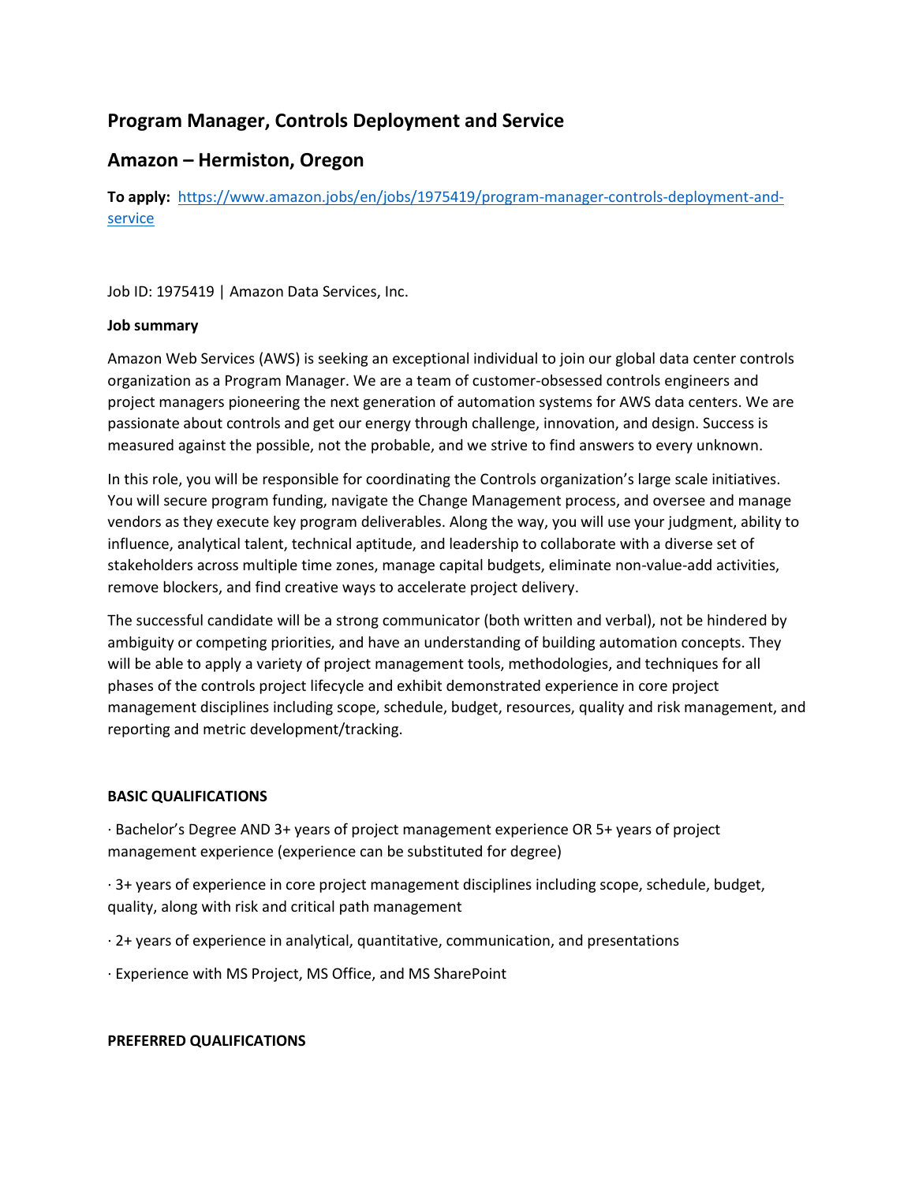## Program Manager, Controls Deployment and Service

## Amazon – Hermiston, Oregon

**To apply:** [https://www.amazon.jobs/en/jobs/1975419/program-manager-controls-deployment-and-service](https://www.amazon.jobs/en/jobs/1975419/program-manager-controls-deployment-and-service)

Job ID: 1975419 | Amazon Data Services, Inc.

**Job summary**

Amazon Web Services (AWS) is seeking an exceptional individual to join our global data center controls organization as a Program Manager. We are a team of customer-obsessed controls engineers and project managers pioneering the next generation of automation systems for AWS data centers. We are passionate about controls and get our energy through challenge, innovation, and design. Success is measured against the possible, not the probable, and we strive to find answers to every unknown.

In this role, you will be responsible for coordinating the Controls organization's large scale initiatives. You will secure program funding, navigate the Change Management process, and oversee and manage vendors as they execute key program deliverables. Along the way, you will use your judgment, ability to influence, analytical talent, technical aptitude, and leadership to collaborate with a diverse set of stakeholders across multiple time zones, manage capital budgets, eliminate non-value-add activities, remove blockers, and find creative ways to accelerate project delivery.

The successful candidate will be a strong communicator (both written and verbal), not be hindered by ambiguity or competing priorities, and have an understanding of building automation concepts. They will be able to apply a variety of project management tools, methodologies, and techniques for all phases of the controls project lifecycle and exhibit demonstrated experience in core project management disciplines including scope, schedule, budget, resources, quality and risk management, and reporting and metric development/tracking.

**BASIC QUALIFICATIONS**

· Bachelor's Degree AND 3+ years of project management experience OR 5+ years of project management experience (experience can be substituted for degree)

· 3+ years of experience in core project management disciplines including scope, schedule, budget, quality, along with risk and critical path management

· 2+ years of experience in analytical, quantitative, communication, and presentations

· Experience with MS Project, MS Office, and MS SharePoint

**PREFERRED QUALIFICATIONS**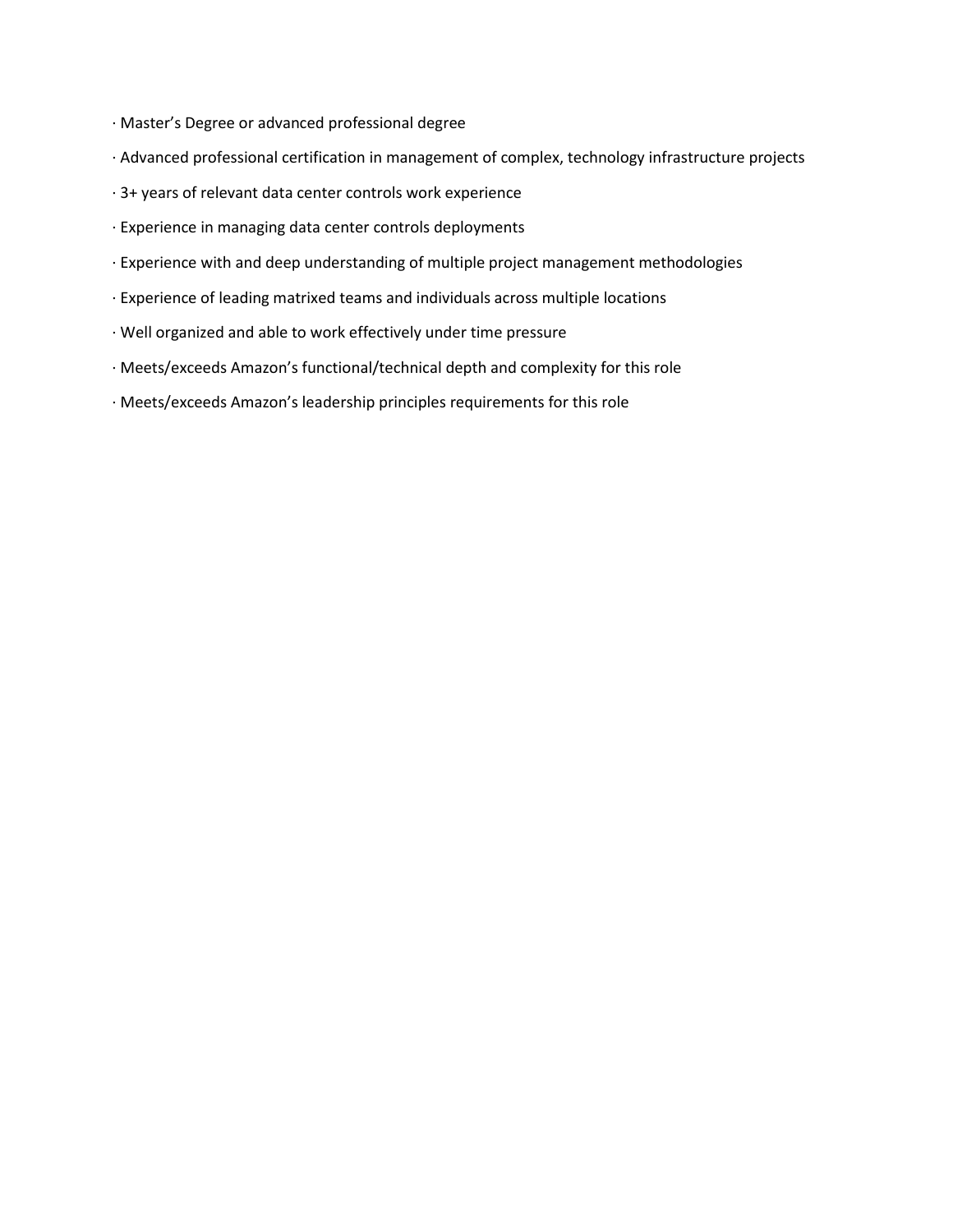- Master’s Degree or advanced professional degree
- Advanced professional certification in management of complex, technology infrastructure projects
- 3+ years of relevant data center controls work experience
- Experience in managing data center controls deployments
- Experience with and deep understanding of multiple project management methodologies
- Experience of leading matrixed teams and individuals across multiple locations
- Well organized and able to work effectively under time pressure
- Meets/exceeds Amazon’s functional/technical depth and complexity for this role
- Meets/exceeds Amazon’s leadership principles requirements for this role